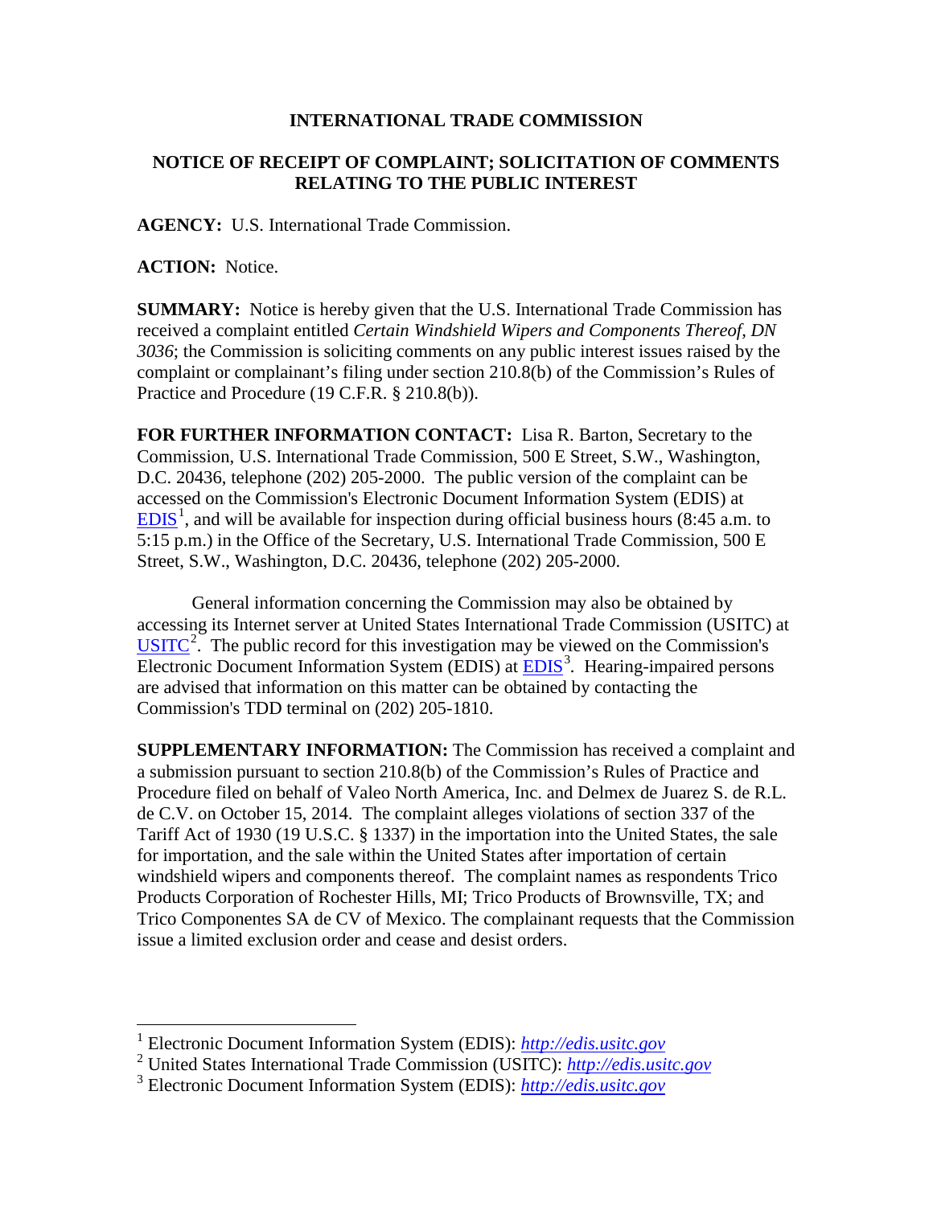**INTERNATIONAL TRADE COMMISSION**

**NOTICE OF RECEIPT OF COMPLAINT; SOLICITATION OF COMMENTS RELATING TO THE PUBLIC INTEREST**

**AGENCY:** U.S. International Trade Commission.

**ACTION:** Notice.

**SUMMARY:** Notice is hereby given that the U.S. International Trade Commission has received a complaint entitled *Certain Windshield Wipers and Components Thereof, DN 3036*; the Commission is soliciting comments on any public interest issues raised by the complaint or complainant's filing under section 210.8(b) of the Commission's Rules of Practice and Procedure (19 C.F.R. § 210.8(b)).

**FOR FURTHER INFORMATION CONTACT:** Lisa R. Barton, Secretary to the Commission, U.S. International Trade Commission, 500 E Street, S.W., Washington, D.C. 20436, telephone (202) 205-2000. The public version of the complaint can be accessed on the Commission's Electronic Document Information System (EDIS) at EDIS[1], and will be available for inspection during official business hours (8:45 a.m. to 5:15 p.m.) in the Office of the Secretary, U.S. International Trade Commission, 500 E Street, S.W., Washington, D.C. 20436, telephone (202) 205-2000.

General information concerning the Commission may also be obtained by accessing its Internet server at United States International Trade Commission (USITC) at USITC[2]. The public record for this investigation may be viewed on the Commission's Electronic Document Information System (EDIS) at EDIS[3]. Hearing-impaired persons are advised that information on this matter can be obtained by contacting the Commission's TDD terminal on (202) 205-1810.

**SUPPLEMENTARY INFORMATION:** The Commission has received a complaint and a submission pursuant to section 210.8(b) of the Commission's Rules of Practice and Procedure filed on behalf of Valeo North America, Inc. and Delmex de Juarez S. de R.L. de C.V. on October 15, 2014. The complaint alleges violations of section 337 of the Tariff Act of 1930 (19 U.S.C. § 1337) in the importation into the United States, the sale for importation, and the sale within the United States after importation of certain windshield wipers and components thereof. The complaint names as respondents Trico Products Corporation of Rochester Hills, MI; Trico Products of Brownsville, TX; and Trico Componentes SA de CV of Mexico. The complainant requests that the Commission issue a limited exclusion order and cease and desist orders.

---

[1] Electronic Document Information System (EDIS): *http://edis.usitc.gov*

[2] United States International Trade Commission (USITC): *http://edis.usitc.gov*

[3] Electronic Document Information System (EDIS): *http://edis.usitc.gov*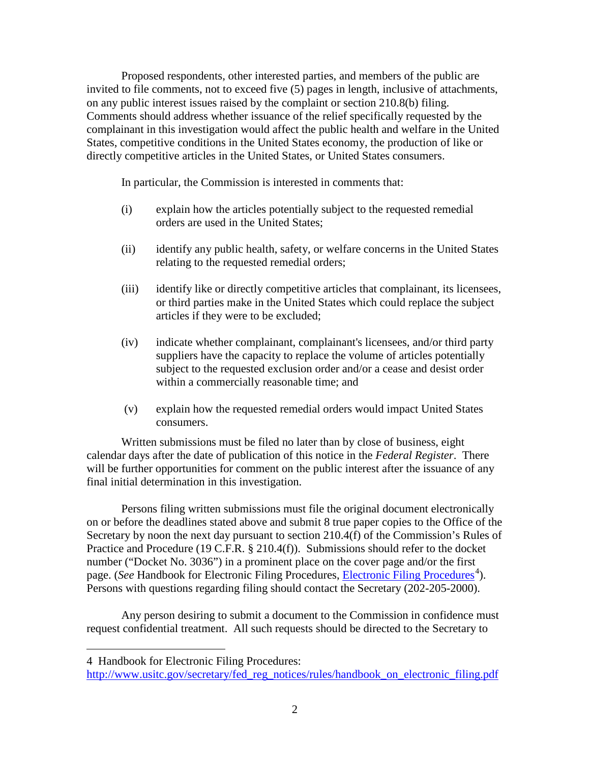Proposed respondents, other interested parties, and members of the public are invited to file comments, not to exceed five (5) pages in length, inclusive of attachments, on any public interest issues raised by the complaint or section 210.8(b) filing. Comments should address whether issuance of the relief specifically requested by the complainant in this investigation would affect the public health and welfare in the United States, competitive conditions in the United States economy, the production of like or directly competitive articles in the United States, or United States consumers.

In particular, the Commission is interested in comments that:

(i) explain how the articles potentially subject to the requested remedial orders are used in the United States;

(ii) identify any public health, safety, or welfare concerns in the United States relating to the requested remedial orders;

(iii) identify like or directly competitive articles that complainant, its licensees, or third parties make in the United States which could replace the subject articles if they were to be excluded;

(iv) indicate whether complainant, complainant's licensees, and/or third party suppliers have the capacity to replace the volume of articles potentially subject to the requested exclusion order and/or a cease and desist order within a commercially reasonable time; and

(v) explain how the requested remedial orders would impact United States consumers.

Written submissions must be filed no later than by close of business, eight calendar days after the date of publication of this notice in the *Federal Register*. There will be further opportunities for comment on the public interest after the issuance of any final initial determination in this investigation.

Persons filing written submissions must file the original document electronically on or before the deadlines stated above and submit 8 true paper copies to the Office of the Secretary by noon the next day pursuant to section 210.4(f) of the Commission's Rules of Practice and Procedure (19 C.F.R. § 210.4(f)). Submissions should refer to the docket number ("Docket No. 3036") in a prominent place on the cover page and/or the first page. (*See* Handbook for Electronic Filing Procedures, Electronic Filing Procedures[4]). Persons with questions regarding filing should contact the Secretary (202-205-2000).

Any person desiring to submit a document to the Commission in confidence must request confidential treatment. All such requests should be directed to the Secretary to

---

4 Handbook for Electronic Filing Procedures: http://www.usitc.gov/secretary/fed_reg_notices/rules/handbook_on_electronic_filing.pdf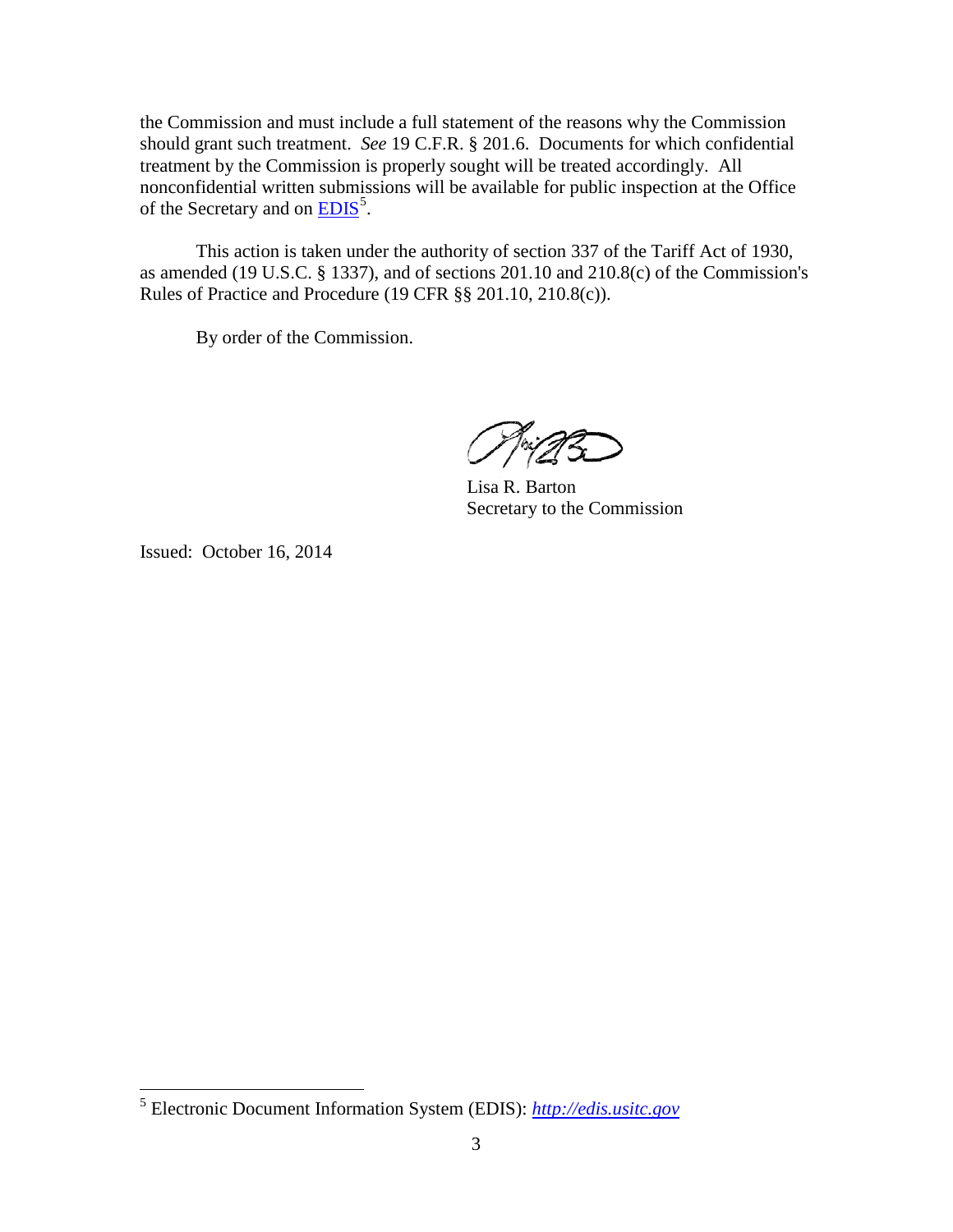the Commission and must include a full statement of the reasons why the Commission should grant such treatment. *See* 19 C.F.R. § 201.6. Documents for which confidential treatment by the Commission is properly sought will be treated accordingly. All nonconfidential written submissions will be available for public inspection at the Office of the Secretary and on [EDIS](http://edis.usitc.gov)[5].

This action is taken under the authority of section 337 of the Tariff Act of 1930, as amended (19 U.S.C. § 1337), and of sections 201.10 and 210.8(c) of the Commission's Rules of Practice and Procedure (19 CFR §§ 201.10, 210.8(c)).

By order of the Commission.

Lisa R. Barton
Secretary to the Commission

Issued: October 16, 2014

---

[5] Electronic Document Information System (EDIS): *http://edis.usitc.gov*